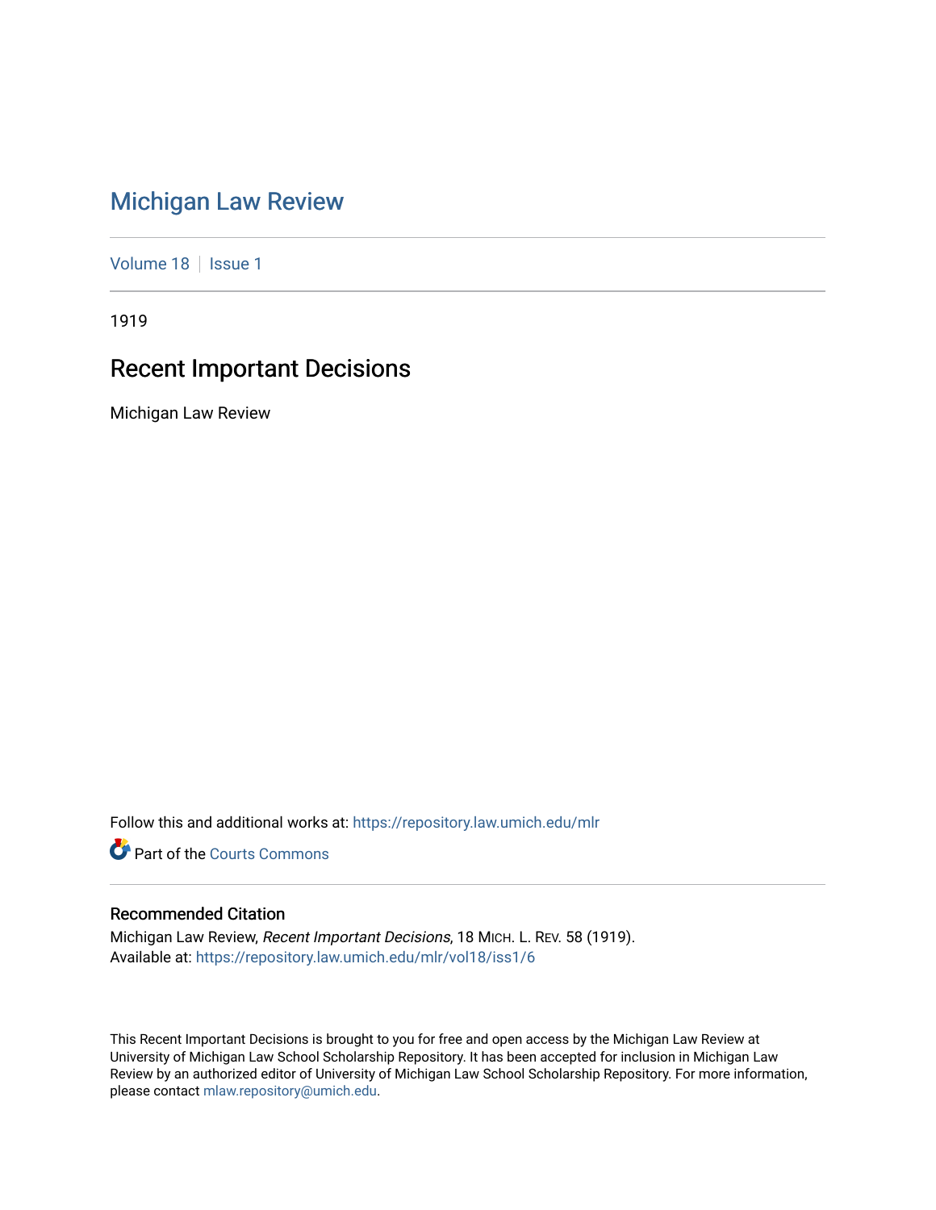# Michigan Law Review

Volume 18 | Issue 1

1919

## Recent Important Decisions

Michigan Law Review

Follow this and additional works at: https://repository.law.umich.edu/mlr

Part of the Courts Commons

### Recommended Citation

Michigan Law Review, *Recent Important Decisions*, 18 MICH. L. REV. 58 (1919).
Available at: https://repository.law.umich.edu/mlr/vol18/iss1/6

This Recent Important Decisions is brought to you for free and open access by the Michigan Law Review at University of Michigan Law School Scholarship Repository. It has been accepted for inclusion in Michigan Law Review by an authorized editor of University of Michigan Law School Scholarship Repository. For more information, please contact mlaw.repository@umich.edu.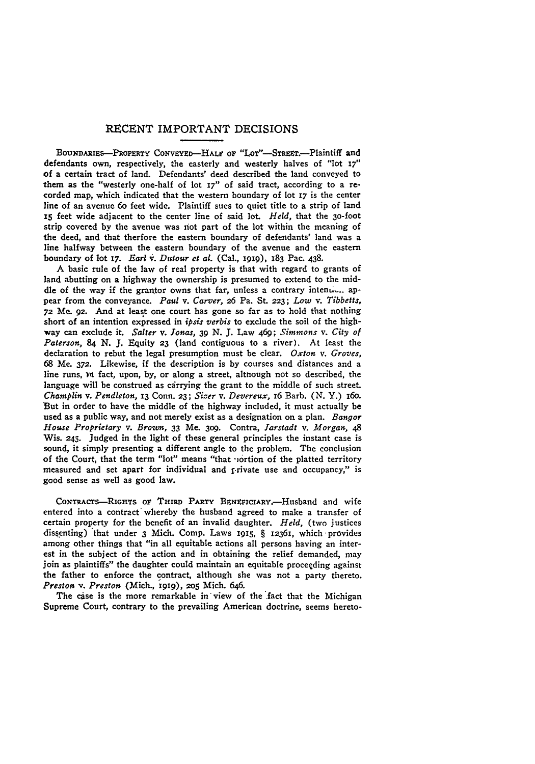## RECENT IMPORTANT DECISIONS

BOUNDARIES—PROPERTY CONVEYED—HALF OF "LOT"—STREET.—Plaintiff and defendants own, respectively, the easterly and westerly halves of "lot 17" of a certain tract of land. Defendants' deed described the land conveyed to them as the "westerly one-half of lot 17" of said tract, according to a recorded map, which indicated that the western boundary of lot 17 is the center line of an avenue 60 feet wide. Plaintiff sues to quiet title to a strip of land 15 feet wide adjacent to the center line of said lot. *Held*, that the 30-foot strip covered by the avenue was not part of the lot within the meaning of the deed, and that therfore the eastern boundary of defendants' land was a line halfway between the eastern boundary of the avenue and the eastern boundary of lot 17. *Earl* v. *Dutour et al.* (Cal., 1919), 183 Pac. 438.

A basic rule of the law of real property is that with regard to grants of land abutting on a highway the ownership is presumed to extend to the middle of the way if the grantor owns that far, unless a contrary intention appear from the conveyance. *Paul* v. *Carver*, 26 Pa. St. 223; *Low* v. *Tibbetts*, 72 Me. 92. And at least one court has gone so far as to hold that nothing short of an intention expressed in *ipsis verbis* to exclude the soil of the highway can exclude it. *Salter* v. *Jonas*, 39 N. J. Law 469; *Simmons* v. *City of Paterson*, 84 N. J. Equity 23 (land contiguous to a river). At least the declaration to rebut the legal presumption must be clear. *Oxton* v. *Groves*, 68 Me. 372. Likewise, if the description is by courses and distances and a line runs, in fact, upon, by, or along a street, although not so described, the language will be construed as carrying the grant to the middle of such street. *Champlin* v. *Pendleton*, 13 Conn. 23; *Sizer* v. *Devereux*, 16 Barb. (N. Y.) 160. But in order to have the middle of the highway included, it must actually be used as a public way, and not merely exist as a designation on a plan. *Bangor House Proprietary* v. *Brown*, 33 Me. 309. Contra, *Jarstadt* v. *Morgan*, 48 Wis. 245. Judged in the light of these general principles the instant case is sound, it simply presenting a different angle to the problem. The conclusion of the Court, that the term "lot" means "that portion of the platted territory measured and set apart for individual and private use and occupancy," is good sense as well as good law.

CONTRACTS—RIGHTS OF THIRD PARTY BENEFICIARY.—Husband and wife entered into a contract whereby the husband agreed to make a transfer of certain property for the benefit of an invalid daughter. *Held*, (two justices dissenting) that under 3 Mich. Comp. Laws 1915, § 12361, which provides among other things that "in all equitable actions all persons having an interest in the subject of the action and in obtaining the relief demanded, may join as plaintiffs" the daughter could maintain an equitable proceeding against the father to enforce the contract, although she was not a party thereto. *Preston* v. *Preston* (Mich., 1919), 205 Mich. 646.

The case is the more remarkable in view of the fact that the Michigan Supreme Court, contrary to the prevailing American doctrine, seems hereto-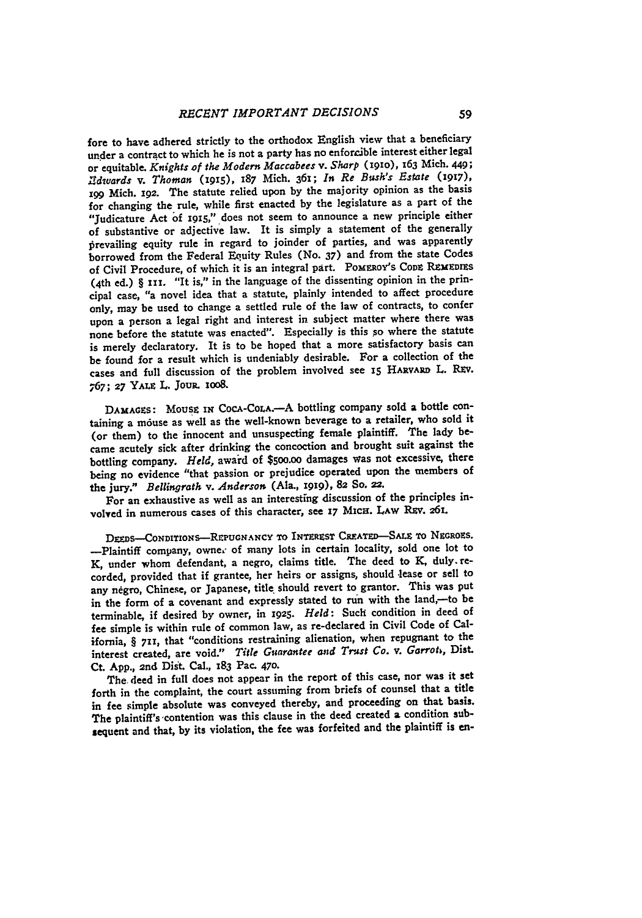fore to have adhered strictly to the orthodox English view that a beneficiary under a contract to which he is not a party has no enforcible interest either legal or equitable. *Knights of the Modern Maccabees* v. *Sharp* (1910), 163 Mich. 449; *Edwards* v. *Thoman* (1915), 187 Mich. 361; *In Re Bush's Estate* (1917), 199 Mich. 192. The statute relied upon by the majority opinion as the basis for changing the rule, while first enacted by the legislature as a part of the "Judicature Act of 1915," does not seem to announce a new principle either of substantive or adjective law. It is simply a statement of the generally prevailing equity rule in regard to joinder of parties, and was apparently borrowed from the Federal Equity Rules (No. 37) and from the state Codes of Civil Procedure, of which it is an integral part. POMEROY'S CODE REMEDIES (4th ed.) § 111. "It is," in the language of the dissenting opinion in the principal case, "a novel idea that a statute, plainly intended to affect procedure only, may be used to change a settled rule of the law of contracts, to confer upon a person a legal right and interest in subject matter where there was none before the statute was enacted". Especially is this so where the statute is merely declaratory. It is to be hoped that a more satisfactory basis can be found for a result which is undeniably desirable. For a collection of the cases and full discussion of the problem involved see 15 HARVARD L. REV. 767; 27 YALE L. JOUR. 1008.

DAMAGES: MOUSE IN COCA-COLA.—A bottling company sold a bottle containing a mouse as well as the well-known beverage to a retailer, who sold it (or them) to the innocent and unsuspecting female plaintiff. The lady became acutely sick after drinking the concoction and brought suit against the bottling company. *Held*, award of $500.00 damages was not excessive, there being no evidence "that passion or prejudice operated upon the members of the jury." *Bellingrath* v. *Anderson* (Ala., 1919), 82 So. 22.

For an exhaustive as well as an interesting discussion of the principles involved in numerous cases of this character, see 17 MICH. LAW REV. 261.

DEEDS—CONDITIONS—REPUGNANCY TO INTEREST CREATED—SALE TO NEGROES.—Plaintiff company, owner of many lots in certain locality, sold one lot to K, under whom defendant, a negro, claims title. The deed to K, duly recorded, provided that if grantee, her heirs or assigns, should lease or sell to any negro, Chinese, or Japanese, title should revert to grantor. This was put in the form of a covenant and expressly stated to run with the land,—to be terminable, if desired by owner, in 1925. *Held*: Such condition in deed of fee simple is within rule of common law, as re-declared in Civil Code of California, § 711, that "conditions restraining alienation, when repugnant to the interest created, are void." *Title Guarantee and Trust Co.* v. *Garrott*, Dist. Ct. App., 2nd Dist. Cal., 183 Pac. 470.

The deed in full does not appear in the report of this case, nor was it set forth in the complaint, the court assuming from briefs of counsel that a title in fee simple absolute was conveyed thereby, and proceeding on that basis. The plaintiff's contention was this clause in the deed created a condition subsequent and that, by its violation, the fee was forfeited and the plaintiff is en-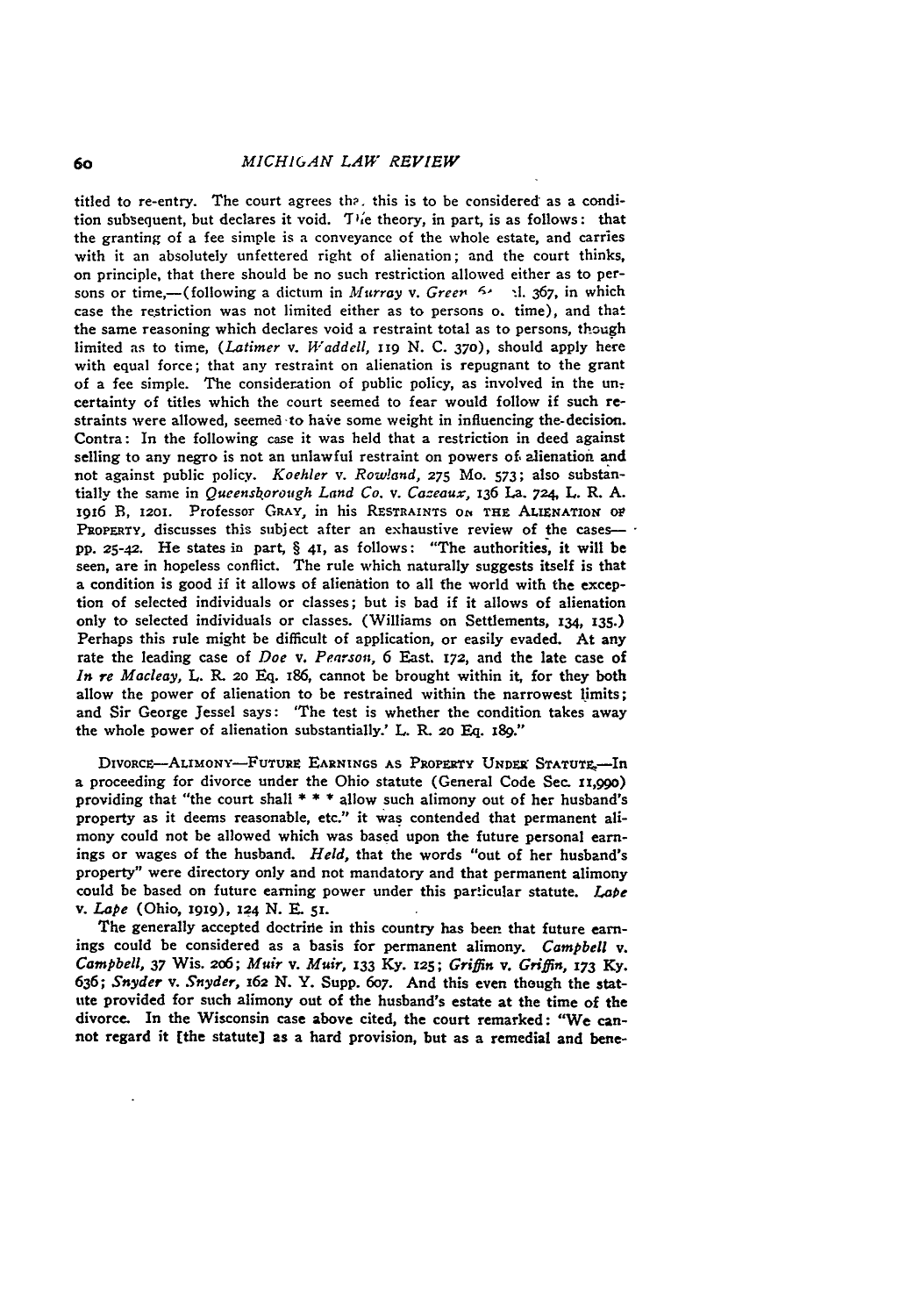titled to re-entry. The court agrees that this is to be considered as a condition subsequent, but declares it void. The theory, in part, is as follows: that the granting of a fee simple is a conveyance of the whole estate, and carries with it an absolutely unfettered right of alienation; and the court thinks, on principle, that there should be no such restriction allowed either as to persons or time,—(following a dictum in *Murray* v. *Green* 64 Cal. 367, in which case the restriction was not limited either as to persons or time), and that the same reasoning which declares void a restraint total as to persons, though limited as to time, (*Latimer* v. *Waddell*, 119 N. C. 370), should apply here with equal force; that any restraint on alienation is repugnant to the grant of a fee simple. The consideration of public policy, as involved in the uncertainty of titles which the court seemed to fear would follow if such restraints were allowed, seemed to have some weight in influencing the decision. Contra: In the following case it was held that a restriction in deed against selling to any negro is not an unlawful restraint on powers of alienation and not against public policy. *Koehler* v. *Rowland*, 275 Mo. 573; also substantially the same in *Queensborough Land Co.* v. *Cazeaux*, 136 La. 724, L. R. A. 1916 B, 1201. Professor GRAY, in his RESTRAINTS ON THE ALIENATION OF PROPERTY, discusses this subject after an exhaustive review of the cases—pp. 25-42. He states in part, § 41, as follows: "The authorities, it will be seen, are in hopeless conflict. The rule which naturally suggests itself is that a condition is good if it allows of alienation to all the world with the exception of selected individuals or classes; but is bad if it allows of alienation only to selected individuals or classes. (Williams on Settlements, 134, 135.) Perhaps this rule might be difficult of application, or easily evaded. At any rate the leading case of *Doe* v. *Pearson*, 6 East. 172, and the late case of *In re Macleay*, L. R. 20 Eq. 186, cannot be brought within it, for they both allow the power of alienation to be restrained within the narrowest limits; and Sir George Jessel says: 'The test is whether the condition takes away the whole power of alienation substantially.' L. R. 20 Eq. 189."

DIVORCE—ALIMONY—FUTURE EARNINGS AS PROPERTY UNDER STATUTE.—In a proceeding for divorce under the Ohio statute (General Code Sec. 11,990) providing that "the court shall * * * allow such alimony out of her husband's property as it deems reasonable, etc." it was contended that permanent alimony could not be allowed which was based upon the future personal earnings or wages of the husband. *Held*, that the words "out of her husband's property" were directory only and not mandatory and that permanent alimony could be based on future earning power under this particular statute. *Lape* v. *Lape* (Ohio, 1919), 124 N. E. 51.

The generally accepted doctrine in this country has been that future earnings could be considered as a basis for permanent alimony. *Campbell* v. *Campbell*, 37 Wis. 206; *Muir* v. *Muir*, 133 Ky. 125; *Griffin* v. *Griffin*, 173 Ky. 636; *Snyder* v. *Snyder*, 162 N. Y. Supp. 607. And this even though the statute provided for such alimony out of the husband's estate at the time of the divorce. In the Wisconsin case above cited, the court remarked: "We cannot regard it [the statute] as a hard provision, but as a remedial and bene-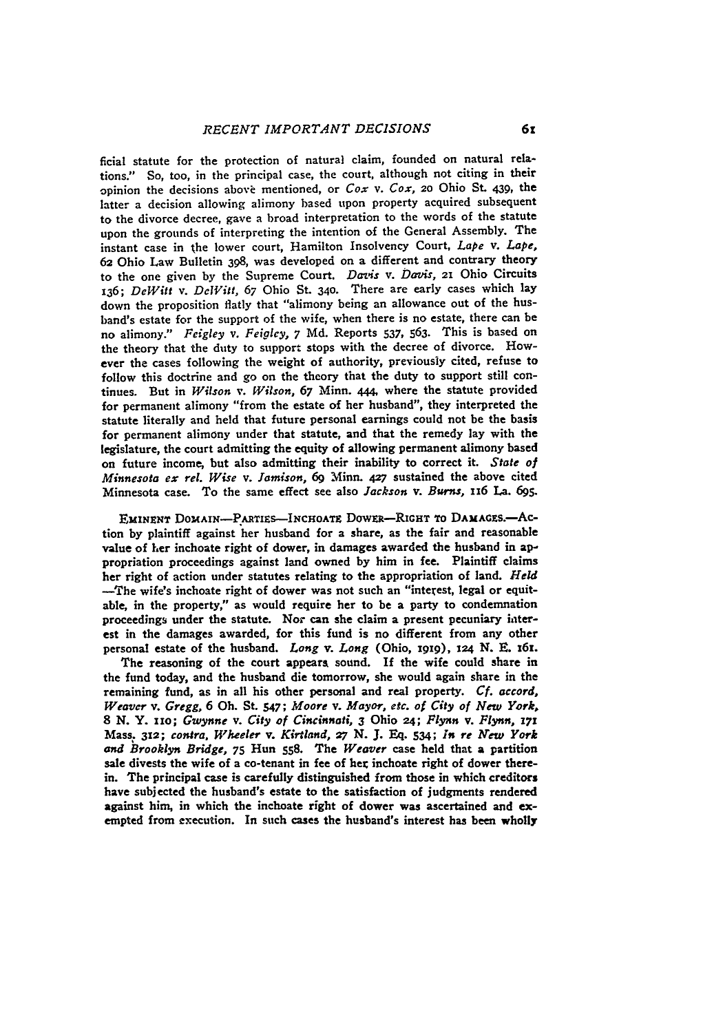ficial statute for the protection of natural claim, founded on natural relations." So, too, in the principal case, the court, although not citing in their opinion the decisions above mentioned, or *Cox* v. *Cox*, 20 Ohio St. 439, the latter a decision allowing alimony based upon property acquired subsequent to the divorce decree, gave a broad interpretation to the words of the statute upon the grounds of interpreting the intention of the General Assembly. The instant case in the lower court, Hamilton Insolvency Court, *Lape* v. *Lape*, 62 Ohio Law Bulletin 398, was developed on a different and contrary theory to the one given by the Supreme Court. *Davis* v. *Davis*, 21 Ohio Circuits 136; *DeWitt* v. *DeWitt*, 67 Ohio St. 340. There are early cases which lay down the proposition flatly that "alimony being an allowance out of the husband's estate for the support of the wife, when there is no estate, there can be no alimony." *Feigley* v. *Feigley*, 7 Md. Reports 537, 563. This is based on the theory that the duty to support stops with the decree of divorce. However the cases following the weight of authority, previously cited, refuse to follow this doctrine and go on the theory that the duty to support still continues. But in *Wilson* v. *Wilson*, 67 Minn. 444, where the statute provided for permanent alimony "from the estate of her husband", they interpreted the statute literally and held that future personal earnings could not be the basis for permanent alimony under that statute, and that the remedy lay with the legislature, the court admitting the equity of allowing permanent alimony based on future income, but also admitting their inability to correct it. *State of Minnesota ex rel. Wise* v. *Jamison*, 69 Minn. 427 sustained the above cited Minnesota case. To the same effect see also *Jackson* v. *Burns*, 116 La. 695.

EMINENT DOMAIN—PARTIES—INCHOATE DOWER—RIGHT TO DAMAGES.—Action by plaintiff against her husband for a share, as the fair and reasonable value of her inchoate right of dower, in damages awarded the husband in appropriation proceedings against land owned by him in fee. Plaintiff claims her right of action under statutes relating to the appropriation of land. *Held* —The wife's inchoate right of dower was not such an "interest, legal or equitable, in the property," as would require her to be a party to condemnation proceedings under the statute. Nor can she claim a present pecuniary interest in the damages awarded, for this fund is no different from any other personal estate of the husband. *Long* v. *Long* (Ohio, 1919), 124 N. E. 161.

The reasoning of the court appears sound. If the wife could share in the fund today, and the husband die tomorrow, she would again share in the remaining fund, as in all his other personal and real property. *Cf. accord, Weaver* v. *Gregg*, 6 Oh. St. 547; *Moore* v. *Mayor, etc. of City of New York*, 8 N. Y. 110; *Gwynne* v. *City of Cincinnati*, 3 Ohio 24; *Flynn* v. *Flynn*, 171 Mass. 312; *contra, Wheeler* v. *Kirtland*, 27 N. J. Eq. 534; *In re New York and Brooklyn Bridge*, 75 Hun 558. The *Weaver* case held that a partition sale divests the wife of a co-tenant in fee of her inchoate right of dower therein. The principal case is carefully distinguished from those in which creditors have subjected the husband's estate to the satisfaction of judgments rendered against him, in which the inchoate right of dower was ascertained and exempted from execution. In such cases the husband's interest has been wholly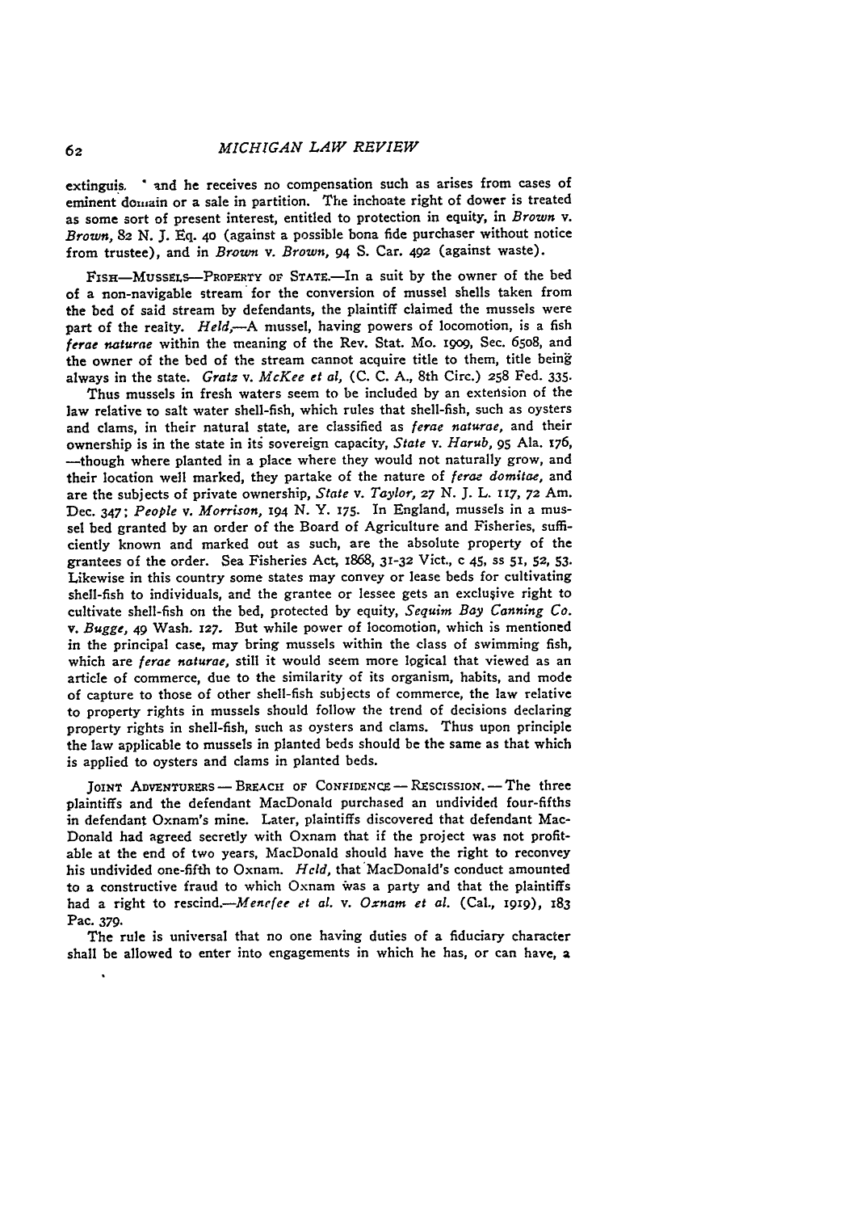extinguis. ' and he receives no compensation such as arises from cases of eminent domain or a sale in partition. The inchoate right of dower is treated as some sort of present interest, entitled to protection in equity, in *Brown* v. *Brown*, 82 N. J. Eq. 40 (against a possible bona fide purchaser without notice from trustee), and in *Brown* v. *Brown*, 94 S. Car. 492 (against waste).

FISH—MUSSELS—PROPERTY OF STATE.—In a suit by the owner of the bed of a non-navigable stream for the conversion of mussel shells taken from the bed of said stream by defendants, the plaintiff claimed the mussels were part of the realty. *Held*,—A mussel, having powers of locomotion, is a fish *ferae naturae* within the meaning of the Rev. Stat. Mo. 1909, Sec. 6508, and the owner of the bed of the stream cannot acquire title to them, title being always in the state. *Gratz* v. *McKee et al*, (C. C. A., 8th Circ.) 258 Fed. 335.

Thus mussels in fresh waters seem to be included by an extension of the law relative to salt water shell-fish, which rules that shell-fish, such as oysters and clams, in their natural state, are classified as *ferae naturae*, and their ownership is in the state in its sovereign capacity, *State* v. *Harub*, 95 Ala. 176, —though where planted in a place where they would not naturally grow, and their location well marked, they partake of the nature of *ferae domitae*, and are the subjects of private ownership, *State* v. *Taylor*, 27 N. J. L. 117, 72 Am. Dec. 347; *People* v. *Morrison*, 194 N. Y. 175. In England, mussels in a mussel bed granted by an order of the Board of Agriculture and Fisheries, sufficiently known and marked out as such, are the absolute property of the grantees of the order. Sea Fisheries Act, 1868, 31-32 Vict., c 45, ss 51, 52, 53. Likewise in this country some states may convey or lease beds for cultivating shell-fish to individuals, and the grantee or lessee gets an exclusive right to cultivate shell-fish on the bed, protected by equity, *Sequim Bay Canning Co.* v. *Bugge*, 49 Wash. 127. But while power of locomotion, which is mentioned in the principal case, may bring mussels within the class of swimming fish, which are *ferae naturae*, still it would seem more logical that viewed as an article of commerce, due to the similarity of its organism, habits, and mode of capture to those of other shell-fish subjects of commerce, the law relative to property rights in mussels should follow the trend of decisions declaring property rights in shell-fish, such as oysters and clams. Thus upon principle the law applicable to mussels in planted beds should be the same as that which is applied to oysters and clams in planted beds.

JOINT ADVENTURERS — BREACH OF CONFIDENCE — RESCISSION. — The three plaintiffs and the defendant MacDonald purchased an undivided four-fifths in defendant Oxnam's mine. Later, plaintiffs discovered that defendant MacDonald had agreed secretly with Oxnam that if the project was not profitable at the end of two years, MacDonald should have the right to reconvey his undivided one-fifth to Oxnam. *Held*, that MacDonald's conduct amounted to a constructive fraud to which Oxnam was a party and that the plaintiffs had a right to rescind.—*Menefee et al.* v. *Oxnam et al.* (Cal., 1919), 183 Pac. 379.

The rule is universal that no one having duties of a fiduciary character shall be allowed to enter into engagements in which he has, or can have, a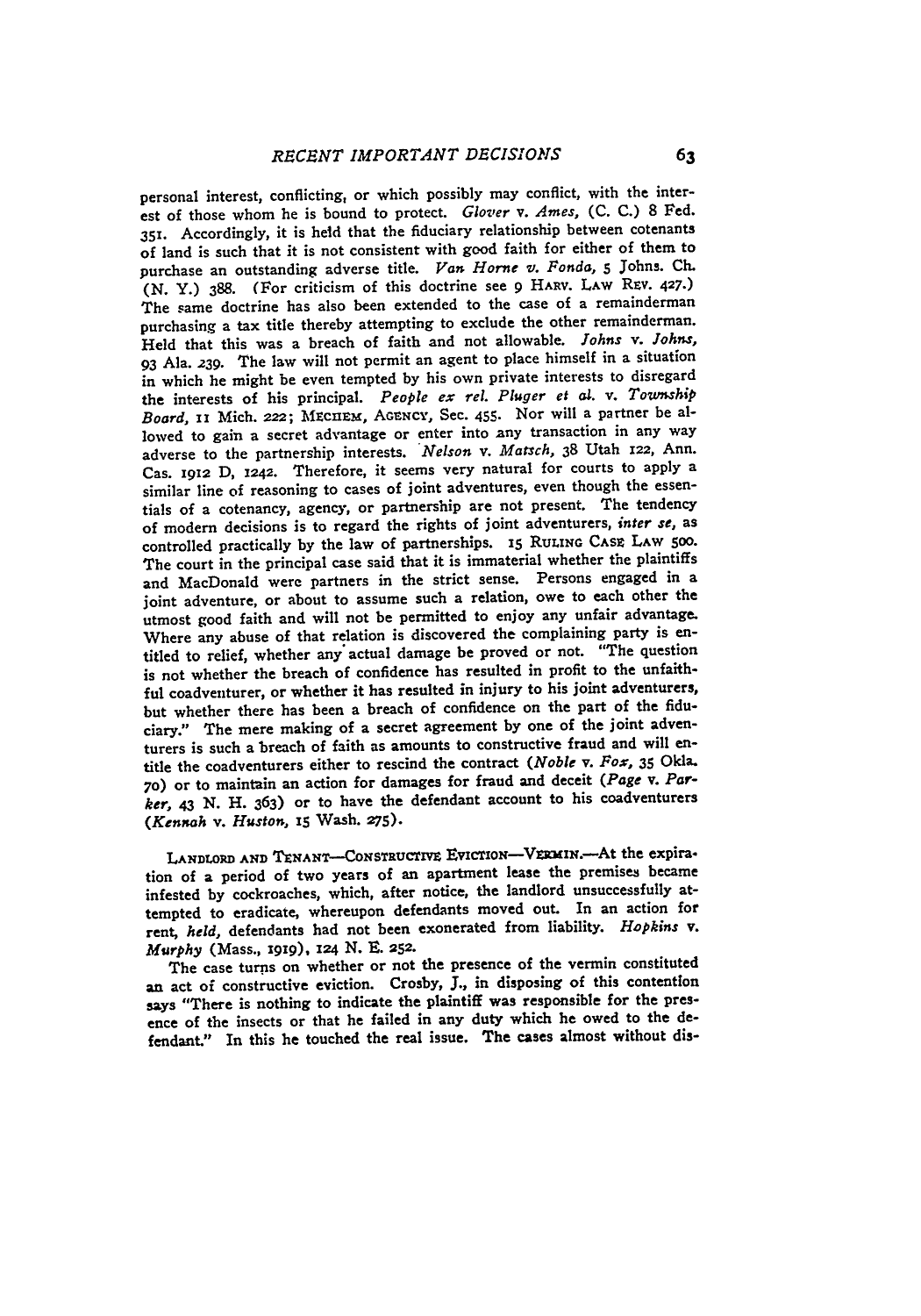personal interest, conflicting, or which possibly may conflict, with the interest of those whom he is bound to protect. *Glover* v. *Ames*, (C. C.) 8 Fed. 351. Accordingly, it is held that the fiduciary relationship between cotenants of land is such that it is not consistent with good faith for either of them to purchase an outstanding adverse title. *Van Horne v. Fonda*, 5 Johns. Ch. (N. Y.) 388. (For criticism of this doctrine see 9 HARV. LAW REV. 427.) The same doctrine has also been extended to the case of a remainderman purchasing a tax title thereby attempting to exclude the other remainderman. Held that this was a breach of faith and not allowable. *Johns* v. *Johns*, 93 Ala. 239. The law will not permit an agent to place himself in a situation in which he might be even tempted by his own private interests to disregard the interests of his principal. *People ex rel. Pluger et al.* v. *Township Board*, 11 Mich. 222; MECHEM, AGENCY, Sec. 455. Nor will a partner be allowed to gain a secret advantage or enter into any transaction in any way adverse to the partnership interests. *Nelson* v. *Matsch*, 38 Utah 122, Ann. Cas. 1912 D, 1242. Therefore, it seems very natural for courts to apply a similar line of reasoning to cases of joint adventures, even though the essentials of a cotenancy, agency, or partnership are not present. The tendency of modern decisions is to regard the rights of joint adventurers, *inter se*, as controlled practically by the law of partnerships. 15 RULING CASE LAW 500. The court in the principal case said that it is immaterial whether the plaintiffs and MacDonald were partners in the strict sense. Persons engaged in a joint adventure, or about to assume such a relation, owe to each other the utmost good faith and will not be permitted to enjoy any unfair advantage. Where any abuse of that relation is discovered the complaining party is entitled to relief, whether any actual damage be proved or not. "The question is not whether the breach of confidence has resulted in profit to the unfaithful coadventurer, or whether it has resulted in injury to his joint adventurers, but whether there has been a breach of confidence on the part of the fiduciary." The mere making of a secret agreement by one of the joint adventurers is such a breach of faith as amounts to constructive fraud and will entitle the coadventurers either to rescind the contract (*Noble* v. *Fox*, 35 Okla. 70) or to maintain an action for damages for fraud and deceit (*Page* v. *Parker*, 43 N. H. 363) or to have the defendant account to his coadventurers (*Kennah* v. *Huston*, 15 Wash. 275).

LANDLORD AND TENANT—CONSTRUCTIVE EVICTION—VERMIN.—At the expiration of a period of two years of an apartment lease the premises became infested by cockroaches, which, after notice, the landlord unsuccessfully attempted to eradicate, whereupon defendants moved out. In an action for rent, *held*, defendants had not been exonerated from liability. *Hopkins* v. *Murphy* (Mass., 1919), 124 N. E. 252.

The case turns on whether or not the presence of the vermin constituted an act of constructive eviction. Crosby, J., in disposing of this contention says "There is nothing to indicate the plaintiff was responsible for the presence of the insects or that he failed in any duty which he owed to the defendant." In this he touched the real issue. The cases almost without dis-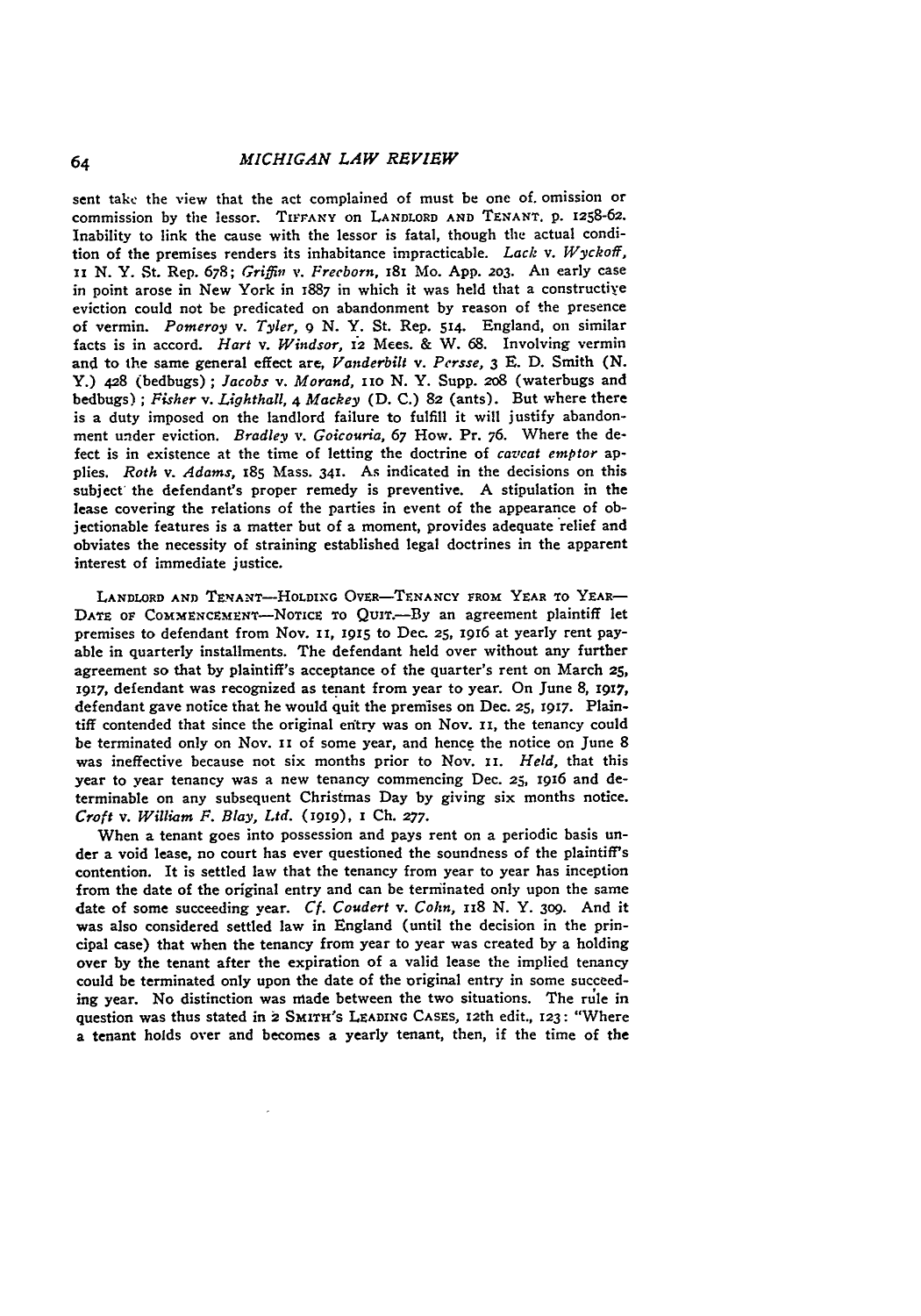sent take the view that the act complained of must be one of omission or commission by the lessor. TIFFANY on LANDLORD AND TENANT, p. 1258-62. Inability to link the cause with the lessor is fatal, though the actual condition of the premises renders its inhabitance impracticable. *Lack* v. *Wyckoff*, 11 N. Y. St. Rep. 678; *Griffin* v. *Freeborn*, 181 Mo. App. 203. An early case in point arose in New York in 1887 in which it was held that a constructive eviction could not be predicated on abandonment by reason of the presence of vermin. *Pomeroy* v. *Tyler*, 9 N. Y. St. Rep. 514. England, on similar facts is in accord. *Hart* v. *Windsor*, 12 Mees. & W. 68. Involving vermin and to the same general effect are, *Vanderbilt* v. *Persse*, 3 E. D. Smith (N. Y.) 428 (bedbugs); *Jacobs* v. *Morand*, 110 N. Y. Supp. 208 (waterbugs and bedbugs); *Fisher* v. *Lighthall*, 4 *Mackey* (D. C.) 82 (ants). But where there is a duty imposed on the landlord failure to fulfill it will justify abandonment under eviction. *Bradley* v. *Goicouria*, 67 How. Pr. 76. Where the defect is in existence at the time of letting the doctrine of *caveat emptor* applies. *Roth* v. *Adams*, 185 Mass. 341. As indicated in the decisions on this subject the defendant's proper remedy is preventive. A stipulation in the lease covering the relations of the parties in event of the appearance of objectionable features is a matter but of a moment, provides adequate relief and obviates the necessity of straining established legal doctrines in the apparent interest of immediate justice.

LANDLORD AND TENANT—HOLDING OVER—TENANCY FROM YEAR TO YEAR—DATE OF COMMENCEMENT—NOTICE TO QUIT.—By an agreement plaintiff let premises to defendant from Nov. 11, 1915 to Dec. 25, 1916 at yearly rent payable in quarterly installments. The defendant held over without any further agreement so that by plaintiff's acceptance of the quarter's rent on March 25, 1917, defendant was recognized as tenant from year to year. On June 8, 1917, defendant gave notice that he would quit the premises on Dec. 25, 1917. Plaintiff contended that since the original entry was on Nov. 11, the tenancy could be terminated only on Nov. 11 of some year, and hence the notice on June 8 was ineffective because not six months prior to Nov. 11. *Held*, that this year to year tenancy was a new tenancy commencing Dec. 25, 1916 and determinable on any subsequent Christmas Day by giving six months notice. *Croft* v. *William F. Blay, Ltd.* (1919), 1 Ch. 277.

When a tenant goes into possession and pays rent on a periodic basis under a void lease, no court has ever questioned the soundness of the plaintiff's contention. It is settled law that the tenancy from year to year has inception from the date of the original entry and can be terminated only upon the same date of some succeeding year. *Cf. Coudert* v. *Cohn*, 118 N. Y. 309. And it was also considered settled law in England (until the decision in the principal case) that when the tenancy from year to year was created by a holding over by the tenant after the expiration of a valid lease the implied tenancy could be terminated only upon the date of the original entry in some succeeding year. No distinction was made between the two situations. The rule in question was thus stated in 2 SMITH'S LEADING CASES, 12th edit., 123: "Where a tenant holds over and becomes a yearly tenant, then, if the time of the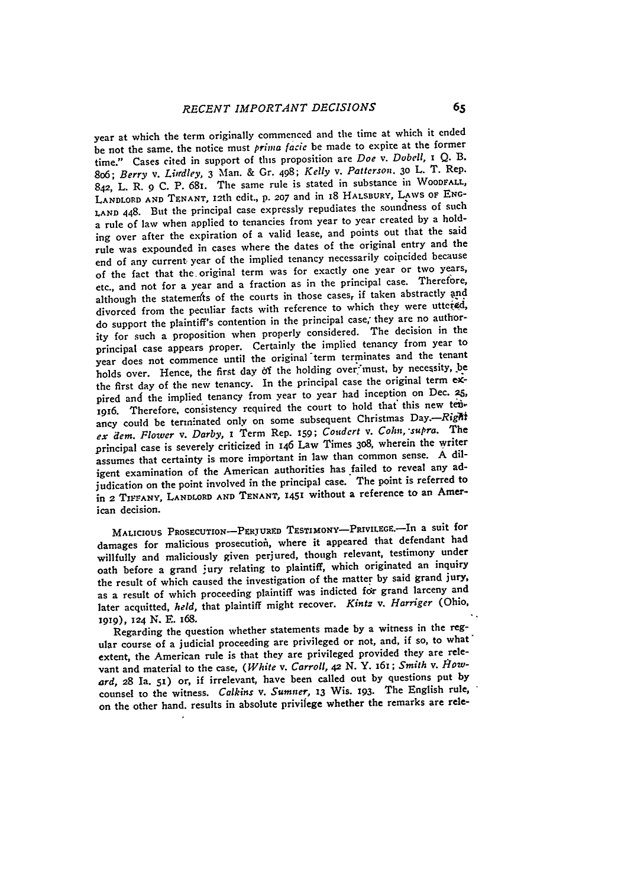year at which the term originally commenced and the time at which it ended be not the same, the notice must *prima facie* be made to expire at the former time." Cases cited in support of this proposition are *Doe* v. *Dobell*, 1 Q. B. 806; *Berry* v. *Lindley*, 3 Man. & Gr. 498; *Kelly* v. *Patterson*, 30 L. T. Rep. 842, L. R. 9 C. P. 681. The same rule is stated in substance in WOODFALL, LANDLORD AND TENANT, 12th edit., p. 207 and in 18 HALSBURY, LAWS OF ENGLAND 448. But the principal case expressly repudiates the soundness of such a rule of law when applied to tenancies from year to year created by a holding over after the expiration of a valid lease, and points out that the said rule was expounded in cases where the dates of the original entry and the end of any current year of the implied tenancy necessarily coincided because of the fact that the original term was for exactly one year or two years, etc., and not for a year and a fraction as in the principal case. Therefore, although the statements of the courts in those cases, if taken abstractly and divorced from the peculiar facts with reference to which they were uttered, do support the plaintiff's contention in the principal case, they are no authority for such a proposition when properly considered. The decision in the principal case appears proper. Certainly the implied tenancy from year to year does not commence until the original term terminates and the tenant holds over. Hence, the first day of the holding over must, by necessity, be the first day of the new tenancy. In the principal case the original term expired and the implied tenancy from year to year had inception on Dec. 25, 1916. Therefore, consistency required the court to hold that this new tenancy could be terminated only on some subsequent Christmas Day.—*Right ex dem. Flower* v. *Darby*, 1 Term Rep. 159; *Coudert* v. *Cohn*, *supra*. The principal case is severely criticized in 146 Law Times 308, wherein the writer assumes that certainty is more important in law than common sense. A diligent examination of the American authorities has failed to reveal any adjudication on the point involved in the principal case. The point is referred to in 2 TIFFANY, LANDLORD AND TENANT, 1451 without a reference to an American decision.

MALICIOUS PROSECUTION—PERJURED TESTIMONY—PRIVILEGE.—In a suit for damages for malicious prosecution, where it appeared that defendant had willfully and maliciously given perjured, though relevant, testimony under oath before a grand jury relating to plaintiff, which originated an inquiry the result of which caused the investigation of the matter by said grand jury, as a result of which proceeding plaintiff was indicted for grand larceny and later acquitted, *held*, that plaintiff might recover. *Kintz* v. *Harriger* (Ohio, 1919), 124 N. E. 168.

Regarding the question whether statements made by a witness in the regular course of a judicial proceeding are privileged or not, and, if so, to what extent, the American rule is that they are privileged provided they are relevant and material to the case, (*White* v. *Carroll*, 42 N. Y. 161; *Smith* v. *Howard*, 28 Ia. 51) or, if irrelevant, have been called out by questions put by counsel to the witness. *Calkins* v. *Sumner*, 13 Wis. 193. The English rule, on the other hand, results in absolute privilege whether the remarks are rele-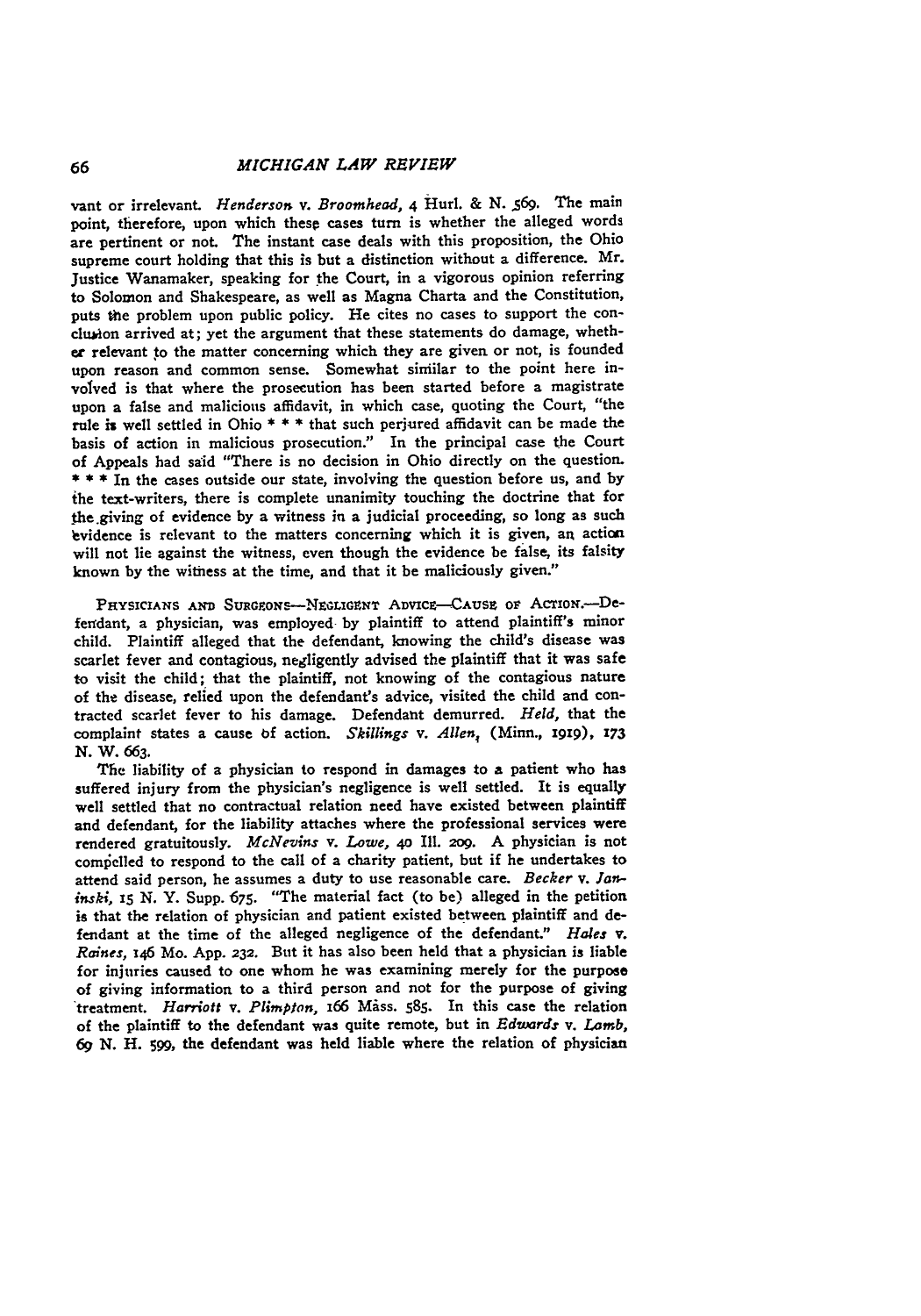vant or irrelevant. *Henderson* v. *Broomhead*, 4 Hurl. & N. 569. The main point, therefore, upon which these cases turn is whether the alleged words are pertinent or not. The instant case deals with this proposition, the Ohio supreme court holding that this is but a distinction without a difference. Mr. Justice Wanamaker, speaking for the Court, in a vigorous opinion referring to Solomon and Shakespeare, as well as Magna Charta and the Constitution, puts the problem upon public policy. He cites no cases to support the conclusion arrived at; yet the argument that these statements do damage, whether relevant to the matter concerning which they are given or not, is founded upon reason and common sense. Somewhat similar to the point here involved is that where the prosecution has been started before a magistrate upon a false and malicious affidavit, in which case, quoting the Court, "the rule is well settled in Ohio * * * that such perjured affidavit can be made the basis of action in malicious prosecution." In the principal case the Court of Appeals had said "There is no decision in Ohio directly on the question. * * * In the cases outside our state, involving the question before us, and by the text-writers, there is complete unanimity touching the doctrine that for the giving of evidence by a witness in a judicial proceeding, so long as such evidence is relevant to the matters concerning which it is given, an action will not lie against the witness, even though the evidence be false, its falsity known by the witness at the time, and that it be maliciously given."

Physicians and Surgeons—Negligent Advice—Cause of Action.—Defendant, a physician, was employed by plaintiff to attend plaintiff's minor child. Plaintiff alleged that the defendant, knowing the child's disease was scarlet fever and contagious, negligently advised the plaintiff that it was safe to visit the child; that the plaintiff, not knowing of the contagious nature of the disease, relied upon the defendant's advice, visited the child and contracted scarlet fever to his damage. Defendant demurred. *Held*, that the complaint states a cause of action. *Skillings* v. *Allen*, (Minn., 1919), 173 N. W. 663.

The liability of a physician to respond in damages to a patient who has suffered injury from the physician's negligence is well settled. It is equally well settled that no contractual relation need have existed between plaintiff and defendant, for the liability attaches where the professional services were rendered gratuitously. *McNevins* v. *Lowe*, 40 Ill. 209. A physician is not compelled to respond to the call of a charity patient, but if he undertakes to attend said person, he assumes a duty to use reasonable care. *Becker* v. *Janinski*, 15 N. Y. Supp. 675. "The material fact (to be) alleged in the petition is that the relation of physician and patient existed between plaintiff and defendant at the time of the alleged negligence of the defendant." *Hales* v. *Raines*, 146 Mo. App. 232. But it has also been held that a physician is liable for injuries caused to one whom he was examining merely for the purpose of giving information to a third person and not for the purpose of giving treatment. *Harriott* v. *Plimpton*, 166 Mass. 585. In this case the relation of the plaintiff to the defendant was quite remote, but in *Edwards* v. *Lamb*, 69 N. H. 599, the defendant was held liable where the relation of physician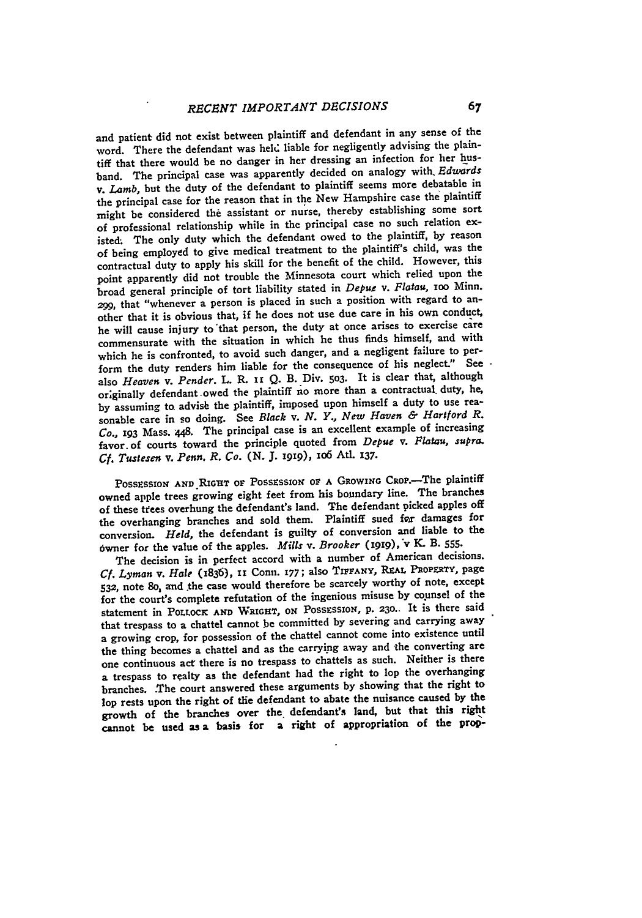and patient did not exist between plaintiff and defendant in any sense of the word. There the defendant was held liable for negligently advising the plaintiff that there would be no danger in her dressing an infection for her husband. The principal case was apparently decided on analogy with *Edwards v. Lamb*, but the duty of the defendant to plaintiff seems more debatable in the principal case for the reason that in the New Hampshire case the plaintiff might be considered the assistant or nurse, thereby establishing some sort of professional relationship while in the principal case no such relation existed. The only duty which the defendant owed to the plaintiff, by reason of being employed to give medical treatment to the plaintiff's child, was the contractual duty to apply his skill for the benefit of the child. However, this point apparently did not trouble the Minnesota court which relied upon the broad general principle of tort liability stated in *Depue v. Flatau*, 100 Minn. 299, that "whenever a person is placed in such a position with regard to another that it is obvious that, if he does not use due care in his own conduct, he will cause injury to that person, the duty at once arises to exercise care commensurate with the situation in which he thus finds himself, and with which he is confronted, to avoid such danger, and a negligent failure to perform the duty renders him liable for the consequence of his neglect." See also *Heaven v. Pender*. L. R. 11 Q. B. Div. 503. It is clear that, although originally defendant owed the plaintiff no more than a contractual duty, he, by assuming to advise the plaintiff, imposed upon himself a duty to use reasonable care in so doing. See *Black v. N. Y., New Haven & Hartford R. Co.*, 193 Mass. 448. The principal case is an excellent example of increasing favor of courts toward the principle quoted from *Depue v. Flatau*, *supra*. *Cf. Tustesen v. Penn. R. Co.* (N. J. 1919), 106 Atl. 137.

POSSESSION AND RIGHT OF POSSESSION OF A GROWING CROP.—The plaintiff owned apple trees growing eight feet from his boundary line. The branches of these trees overhung the defendant's land. The defendant picked apples off the overhanging branches and sold them. Plaintiff sued for damages for conversion. *Held*, the defendant is guilty of conversion and liable to the owner for the value of the apples. *Mills v. Brooker* (1919), 1 K. B. 555.

The decision is in perfect accord with a number of American decisions. *Cf. Lyman v. Hale* (1836), 11 Conn. 177; also TIFFANY, REAL PROPERTY, page 532, note 80, and the case would therefore be scarcely worthy of note, except for the court's complete refutation of the ingenious misuse by counsel of the statement in POLLOCK AND WRIGHT, ON POSSESSION, p. 230. It is there said that trespass to a chattel cannot be committed by severing and carrying away a growing crop, for possession of the chattel cannot come into existence until the thing becomes a chattel and as the carrying away and the converting are one continuous act there is no trespass to chattels as such. Neither is there a trespass to realty as the defendant had the right to lop the overhanging branches. The court answered these arguments by showing that the right to lop rests upon the right of the defendant to abate the nuisance caused by the growth of the branches over the defendant's land, but that this right cannot be used as a basis for a right of appropriation of the prop-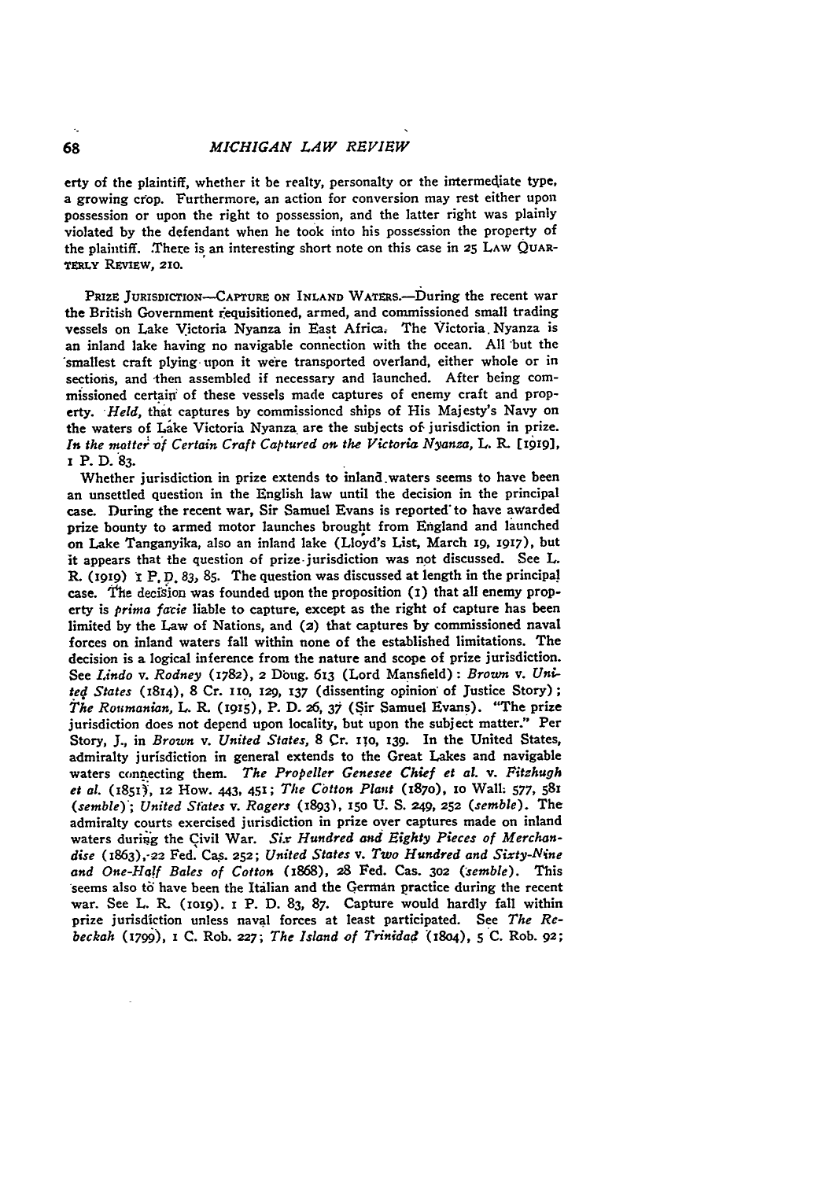erty of the plaintiff, whether it be realty, personalty or the intermediate type, a growing crop. Furthermore, an action for conversion may rest either upon possession or upon the right to possession, and the latter right was plainly violated by the defendant when he took into his possession the property of the plaintiff. There is an interesting short note on this case in 25 LAW QUARTERLY REVIEW, 210.

PRIZE JURISDICTION—CAPTURE ON INLAND WATERS.—During the recent war the British Government requisitioned, armed, and commissioned small trading vessels on Lake Victoria Nyanza in East Africa. The Victoria Nyanza is an inland lake having no navigable connection with the ocean. All but the smallest craft plying upon it were transported overland, either whole or in sections, and then assembled if necessary and launched. After being commissioned certain of these vessels made captures of enemy craft and property. *Held*, that captures by commissioned ships of His Majesty's Navy on the waters of Lake Victoria Nyanza are the subjects of jurisdiction in prize. *In the matter of Certain Craft Captured on the Victoria Nyanza*, L. R. [1919], 1 P. D. 83.

Whether jurisdiction in prize extends to inland waters seems to have been an unsettled question in the English law until the decision in the principal case. During the recent war, Sir Samuel Evans is reported to have awarded prize bounty to armed motor launches brought from England and launched on Lake Tanganyika, also an inland lake (Lloyd's List, March 19, 1917), but it appears that the question of prize jurisdiction was not discussed. See L. R. (1919) 1 P. D. 83, 85. The question was discussed at length in the principal case. The decision was founded upon the proposition (1) that all enemy property is *prima facie* liable to capture, except as the right of capture has been limited by the Law of Nations, and (2) that captures by commissioned naval forces on inland waters fall within none of the established limitations. The decision is a logical inference from the nature and scope of prize jurisdiction. See *Lindo* v. *Rodney* (1782), 2 Doug. 613 (Lord Mansfield): *Brown* v. *United States* (1814), 8 Cr. 110, 129, 137 (dissenting opinion of Justice Story); *The Roumanian*, L. R. (1915), P. D. 26, 37 (Sir Samuel Evans). "The prize jurisdiction does not depend upon locality, but upon the subject matter." Per Story, J., in *Brown* v. *United States*, 8 Cr. 110, 139. In the United States, admiralty jurisdiction in general extends to the Great Lakes and navigable waters connecting them. *The Propeller Genesee Chief et al.* v. *Fitzhugh et al.* (1851), 12 How. 443, 451; *The Cotton Plant* (1870), 10 Wall. 577, 581 (*semble*); *United States* v. *Rogers* (1893), 150 U. S. 249, 252 (*semble*). The admiralty courts exercised jurisdiction in prize over captures made on inland waters during the Civil War. *Six Hundred and Eighty Pieces of Merchandise* (1863), 22 Fed. Cas. 252; *United States* v. *Two Hundred and Sixty-Nine and One-Half Bales of Cotton* (1868), 28 Fed. Cas. 302 (*semble*). This seems also to have been the Italian and the German practice during the recent war. See L. R. (1919). 1 P. D. 83, 87. Capture would hardly fall within prize jurisdiction unless naval forces at least participated. See *The Rebeckah* (1799), 1 C. Rob. 227; *The Island of Trinidad* (1804), 5 C. Rob. 92;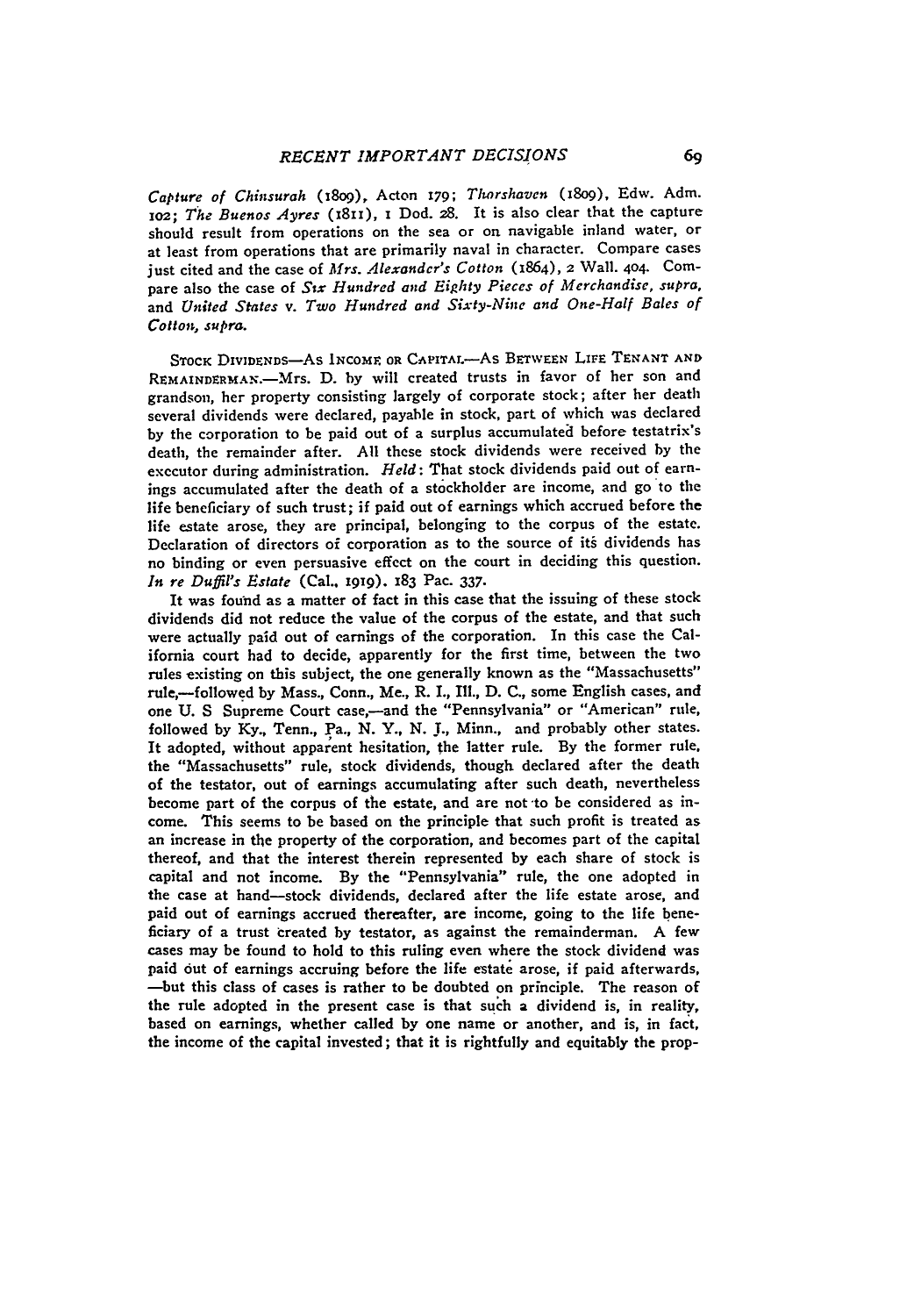*Capture of Chinsurah* (1809), Acton 179; *Thorshaven* (1809), Edw. Adm. 102; *The Buenos Ayres* (1811), 1 Dod. 28. It is also clear that the capture should result from operations on the sea or on navigable inland water, or at least from operations that are primarily naval in character. Compare cases just cited and the case of *Mrs. Alexander's Cotton* (1864), 2 Wall. 404. Compare also the case of *Six Hundred and Eighty Pieces of Merchandise, supra,* and *United States v. Two Hundred and Sixty-Nine and One-Half Bales of Cotton, supra.*

STOCK DIVIDENDS—AS INCOME OR CAPITAL—AS BETWEEN LIFE TENANT AND REMAINDERMAN.—Mrs. D. by will created trusts in favor of her son and grandson, her property consisting largely of corporate stock; after her death several dividends were declared, payable in stock, part of which was declared by the corporation to be paid out of a surplus accumulated before testatrix's death, the remainder after. All these stock dividends were received by the executor during administration. *Held*: That stock dividends paid out of earnings accumulated after the death of a stockholder are income, and go to the life beneficiary of such trust; if paid out of earnings which accrued before the life estate arose, they are principal, belonging to the corpus of the estate. Declaration of directors of corporation as to the source of its dividends has no binding or even persuasive effect on the court in deciding this question. *In re Duffil's Estate* (Cal., 1919). 183 Pac. 337.

It was found as a matter of fact in this case that the issuing of these stock dividends did not reduce the value of the corpus of the estate, and that such were actually paid out of earnings of the corporation. In this case the California court had to decide, apparently for the first time, between the two rules existing on this subject, the one generally known as the "Massachusetts" rule,—followed by Mass., Conn., Me., R. I., Ill., D. C., some English cases, and one U. S Supreme Court case,—and the "Pennsylvania" or "American" rule, followed by Ky., Tenn., Pa., N. Y., N. J., Minn., and probably other states. It adopted, without apparent hesitation, the latter rule. By the former rule, the "Massachusetts" rule, stock dividends, though declared after the death of the testator, out of earnings accumulating after such death, nevertheless become part of the corpus of the estate, and are not to be considered as income. This seems to be based on the principle that such profit is treated as an increase in the property of the corporation, and becomes part of the capital thereof, and that the interest therein represented by each share of stock is capital and not income. By the "Pennsylvania" rule, the one adopted in the case at hand—stock dividends, declared after the life estate arose, and paid out of earnings accrued thereafter, are income, going to the life beneficiary of a trust created by testator, as against the remainderman. A few cases may be found to hold to this ruling even where the stock dividend was paid out of earnings accruing before the life estate arose, if paid afterwards, —but this class of cases is rather to be doubted on principle. The reason of the rule adopted in the present case is that such a dividend is, in reality, based on earnings, whether called by one name or another, and is, in fact, the income of the capital invested; that it is rightfully and equitably the prop-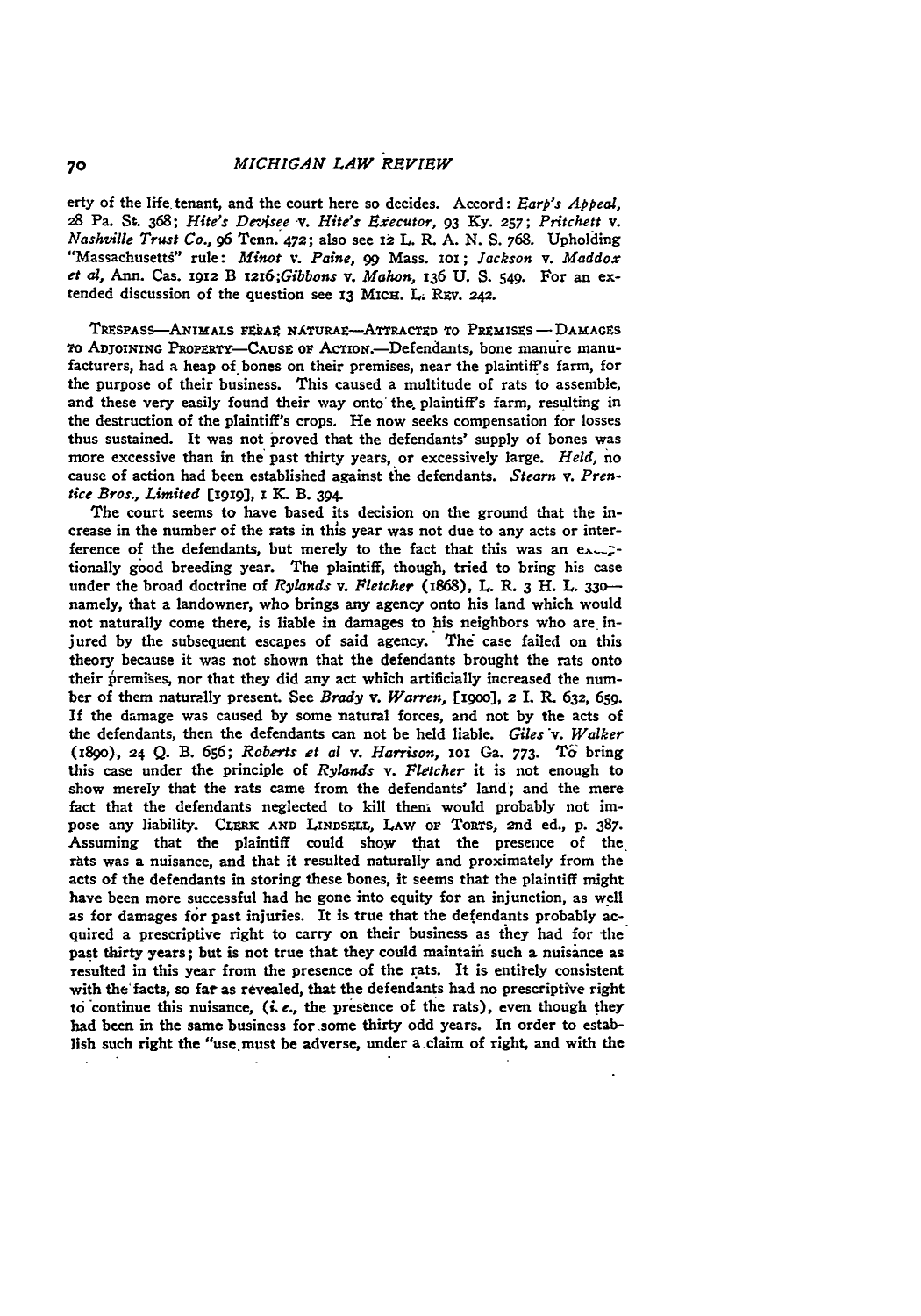erty of the life tenant, and the court here so decides. Accord: *Earp's Appeal*, 28 Pa. St. 368; *Hite's Devisee* v. *Hite's Executor*, 93 Ky. 257; *Pritchett* v. *Nashville Trust Co.*, 96 Tenn. 472; also see 12 L. R. A. N. S. 768. Upholding "Massachusetts" rule: *Minot* v. *Paine*, 99 Mass. 101; *Jackson* v. *Maddox et al*, Ann. Cas. 1912 B 1216; *Gibbons* v. *Mahon*, 136 U. S. 549. For an extended discussion of the question see 13 MICH. L. REV. 242.

TRESPASS—ANIMALS FERAE NATURAE—ATTRACTED TO PREMISES—DAMAGES TO ADJOINING PROPERTY—CAUSE OF ACTION.—Defendants, bone manure manufacturers, had a heap of bones on their premises, near the plaintiff's farm, for the purpose of their business. This caused a multitude of rats to assemble, and these very easily found their way onto the plaintiff's farm, resulting in the destruction of the plaintiff's crops. He now seeks compensation for losses thus sustained. It was not proved that the defendants' supply of bones was more excessive than in the past thirty years, or excessively large. *Held*, no cause of action had been established against the defendants. *Stearn* v. *Prentice Bros., Limited* [1919], 1 K. B. 394.

The court seems to have based its decision on the ground that the increase in the number of the rats in this year was not due to any acts or interference of the defendants, but merely to the fact that this was an exceptionally good breeding year. The plaintiff, though, tried to bring his case under the broad doctrine of *Rylands* v. *Fletcher* (1868), L. R. 3 H. L. 330—namely, that a landowner, who brings any agency onto his land which would not naturally come there, is liable in damages to his neighbors who are injured by the subsequent escapes of said agency. The case failed on this theory because it was not shown that the defendants brought the rats onto their premises, nor that they did any act which artificially increased the number of them naturally present. See *Brady* v. *Warren*, [1900], 2 I. R. 632, 659. If the damage was caused by some natural forces, and not by the acts of the defendants, then the defendants can not be held liable. *Giles* v. *Walker* (1890), 24 Q. B. 656; *Roberts et al* v. *Harrison*, 101 Ga. 773. To bring this case under the principle of *Rylands* v. *Fletcher* it is not enough to show merely that the rats came from the defendants' land; and the mere fact that the defendants neglected to kill them would probably not impose any liability. CLERK AND LINDSELL, LAW OF TORTS, 2nd ed., p. 387. Assuming that the plaintiff could show that the presence of the rats was a nuisance, and that it resulted naturally and proximately from the acts of the defendants in storing these bones, it seems that the plaintiff might have been more successful had he gone into equity for an injunction, as well as for damages for past injuries. It is true that the defendants probably acquired a prescriptive right to carry on their business as they had for the past thirty years; but is not true that they could maintain such a nuisance as resulted in this year from the presence of the rats. It is entirely consistent with the facts, so far as revealed, that the defendants had no prescriptive right to continue this nuisance, (*i. e.*, the presence of the rats), even though they had been in the same business for some thirty odd years. In order to establish such right the "use must be adverse, under a claim of right, and with the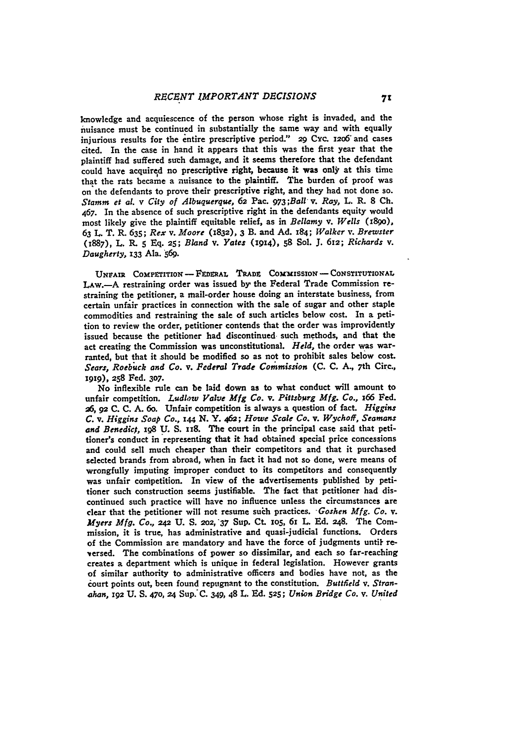knowledge and acquiescence of the person whose right is invaded, and the nuisance must be continued in substantially the same way and with equally injurious results for the entire prescriptive period." 29 Cyc. 1206 and cases cited. In the case in hand it appears that this was the first year that the plaintiff had suffered such damage, and it seems therefore that the defendant could have acquired no prescriptive right, because it was only at this time that the rats became a nuisance to the plaintiff. The burden of proof was on the defendants to prove their prescriptive right, and they had not done so. *Stamm et al.* v *City of Albuquerque*, 62 Pac. 973; *Ball* v. *Ray*, L. R. 8 Ch. 467. In the absence of such prescriptive right in the defendants equity would most likely give the plaintiff equitable relief, as in *Bellamy* v. *Wells* (1890), 63 L. T. R. 635; *Rex* v. *Moore* (1832), 3 B. and Ad. 184; *Walker* v. *Brewster* (1887), L. R. 5 Eq. 25; *Bland* v. *Yates* (1914), 58 Sol. J. 612; *Richards* v. *Daugherty*, 133 Ala. 569.

Unfair Competition — Federal Trade Commission — Constitutional Law.—A restraining order was issued by the Federal Trade Commission restraining the petitioner, a mail-order house doing an interstate business, from certain unfair practices in connection with the sale of sugar and other staple commodities and restraining the sale of such articles below cost. In a petition to review the order, petitioner contends that the order was improvidently issued because the petitioner had discontinued such methods, and that the act creating the Commission was unconstitutional. *Held*, the order was warranted, but that it should be modified so as not to prohibit sales below cost. *Sears, Roebuck and Co.* v. *Federal Trade Commission* (C. C. A., 7th Circ., 1919), 258 Fed. 307.

No inflexible rule can be laid down as to what conduct will amount to unfair competition. *Ludlow Valve Mfg Co.* v. *Pittsburg Mfg. Co.*, 166 Fed. 26, 92 C. C. A. 60. Unfair competition is always a question of fact. *Higgins C.* v. *Higgins Soap Co.*, 144 N. Y. 462; *Howe Scale Co.* v. *Wychoff, Seamans and Benedict*, 198 U. S. 118. The court in the principal case said that petitioner's conduct in representing that it had obtained special price concessions and could sell much cheaper than their competitors and that it purchased selected brands from abroad, when in fact it had not so done, were means of wrongfully imputing improper conduct to its competitors and consequently was unfair competition. In view of the advertisements published by petitioner such construction seems justifiable. The fact that petitioner had discontinued such practice will have no influence unless the circumstances are clear that the petitioner will not resume such practices. *Goshen Mfg. Co.* v. *Myers Mfg. Co.*, 242 U. S. 202, 37 Sup. Ct. 105, 61 L. Ed. 248. The Commission, it is true, has administrative and quasi-judicial functions. Orders of the Commission are mandatory and have the force of judgments until reversed. The combinations of power so dissimilar, and each so far-reaching creates a department which is unique in federal legislation. However grants of similar authority to administrative officers and bodies have not, as the court points out, been found repugnant to the constitution. *Buttfield* v. *Stranahan*, 192 U. S. 470, 24 Sup. C. 349, 48 L. Ed. 525; *Union Bridge Co.* v. *United*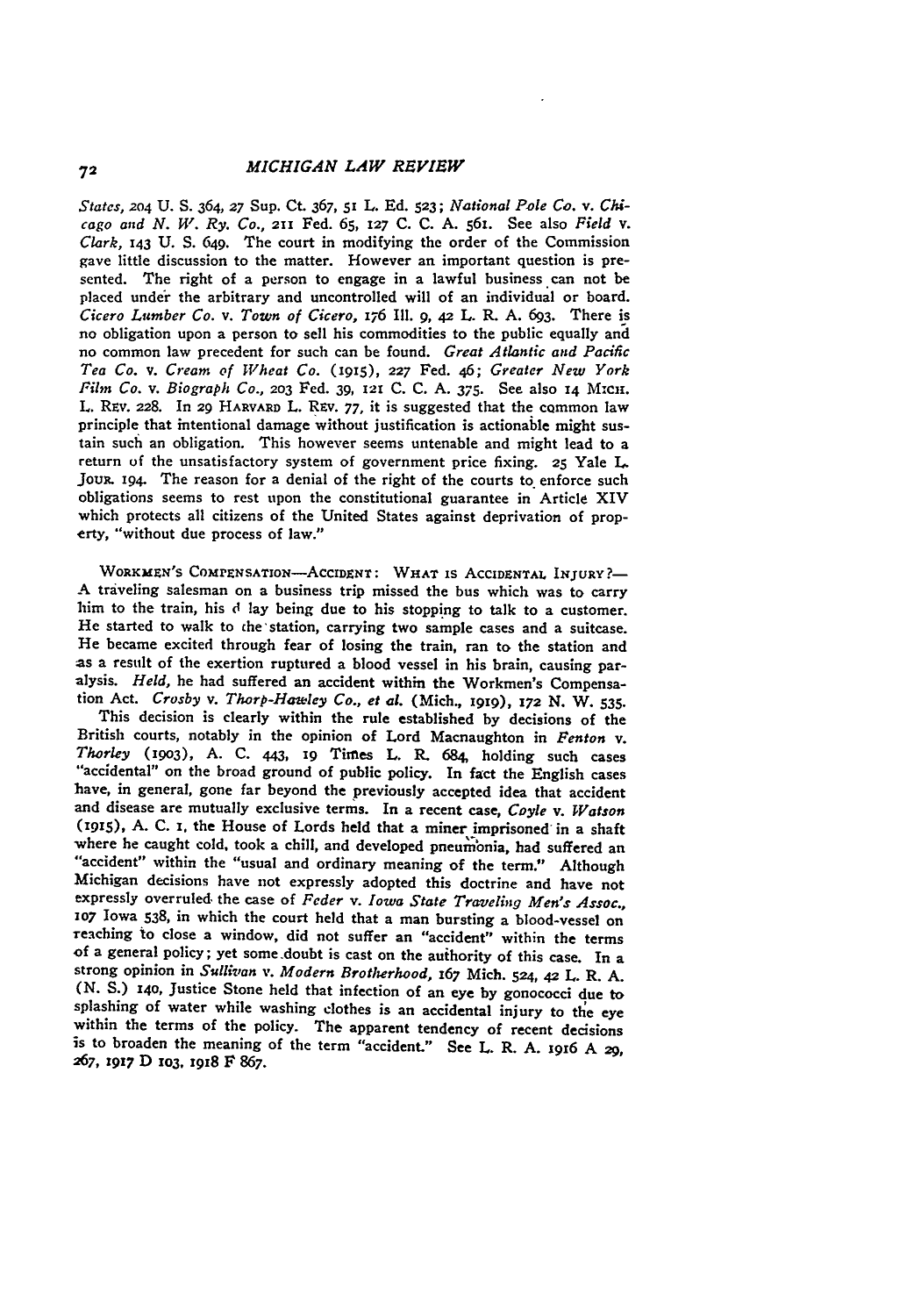*States*, 204 U. S. 364, 27 Sup. Ct. 367, 51 L. Ed. 523; *National Pole Co. v. Chicago and N. W. Ry. Co.*, 211 Fed. 65, 127 C. C. A. 561. See also *Field v. Clark*, 143 U. S. 649. The court in modifying the order of the Commission gave little discussion to the matter. However an important question is presented. The right of a person to engage in a lawful business can not be placed under the arbitrary and uncontrolled will of an individual or board. *Cicero Lumber Co. v. Town of Cicero*, 176 Ill. 9, 42 L. R. A. 693. There is no obligation upon a person to sell his commodities to the public equally and no common law precedent for such can be found. *Great Atlantic and Pacific Tea Co. v. Cream of Wheat Co.* (1915), 227 Fed. 46; *Greater New York Film Co. v. Biograph Co.*, 203 Fed. 39, 121 C. C. A. 375. See also 14 MICH. L. REV. 228. In 29 HARVARD L. REV. 77, it is suggested that the common law principle that intentional damage without justification is actionable might sustain such an obligation. This however seems untenable and might lead to a return of the unsatisfactory system of government price fixing. 25 Yale L. JOUR. 194. The reason for a denial of the right of the courts to enforce such obligations seems to rest upon the constitutional guarantee in Article XIV which protects all citizens of the United States against deprivation of property, "without due process of law."

WORKMEN'S COMPENSATION—ACCIDENT: WHAT IS ACCIDENTAL INJURY?—A traveling salesman on a business trip missed the bus which was to carry him to the train, his delay being due to his stopping to talk to a customer. He started to walk to the station, carrying two sample cases and a suitcase. He became excited through fear of losing the train, ran to the station and as a result of the exertion ruptured a blood vessel in his brain, causing paralysis. *Held*, he had suffered an accident within the Workmen's Compensation Act. *Crosby v. Thorp-Hawley Co., et al.* (Mich., 1919), 172 N. W. 535.

This decision is clearly within the rule established by decisions of the British courts, notably in the opinion of Lord Macnaughton in *Fenton v. Thorley* (1903), A. C. 443, 19 Times L. R. 684, holding such cases "accidental" on the broad ground of public policy. In fact the English cases have, in general, gone far beyond the previously accepted idea that accident and disease are mutually exclusive terms. In a recent case, *Coyle v. Watson* (1915), A. C. 1, the House of Lords held that a miner imprisoned in a shaft where he caught cold, took a chill, and developed pneumonia, had suffered an "accident" within the "usual and ordinary meaning of the term." Although Michigan decisions have not expressly adopted this doctrine and have not expressly overruled the case of *Feder v. Iowa State Traveling Men's Assoc.*, 107 Iowa 538, in which the court held that a man bursting a blood-vessel on reaching to close a window, did not suffer an "accident" within the terms of a general policy; yet some doubt is cast on the authority of this case. In a strong opinion in *Sullivan v. Modern Brotherhood*, 167 Mich. 524, 42 L. R. A. (N. S.) 140, Justice Stone held that infection of an eye by gonococci due to splashing of water while washing clothes is an accidental injury to the eye within the terms of the policy. The apparent tendency of recent decisions is to broaden the meaning of the term "accident." See L. R. A. 1916 A 29, 267, 1917 D 103, 1918 F 867.